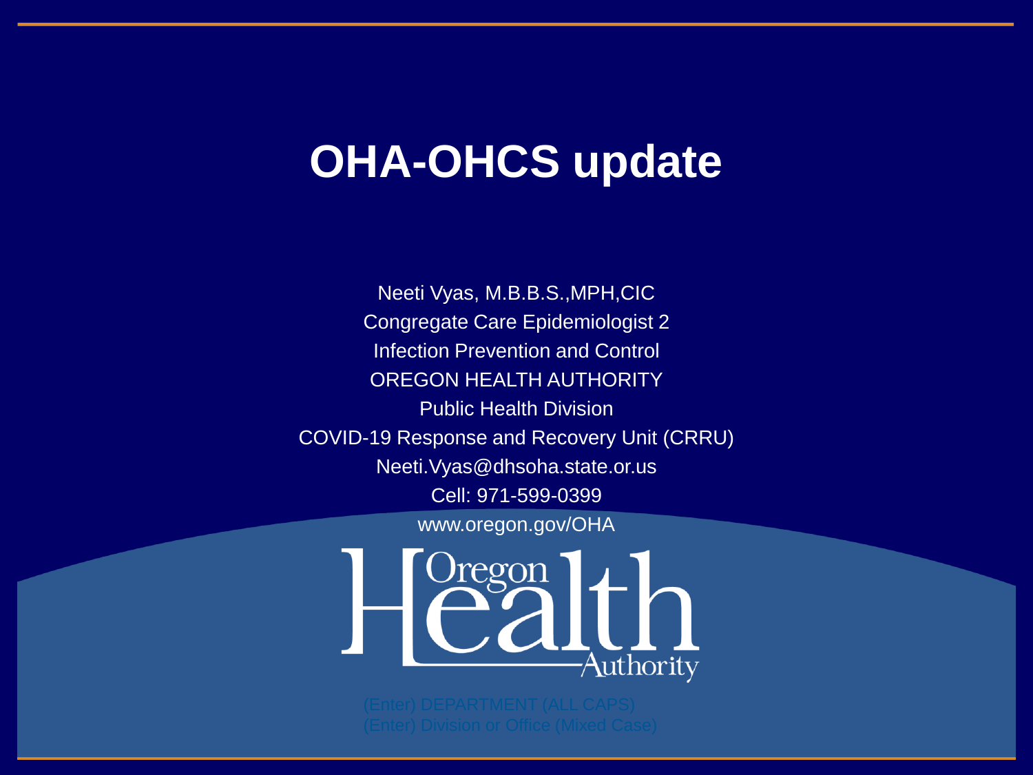# OHA-OHCS update

Neeti Vyas, M.B.B.S.,MPH,CIC

Congregate Care Epidemiologist 2

Infection Prevention and Control

OREGON HEALTH AUTHORITY

Public Health Division

COVID-19 Response and Recovery Unit (CRRU)

Neeti.Vyas@dhsoha.state.or.us

Cell: 971-599-0399

www.oregon.gov/OHA

Oregon Health Authority

(Enter) DEPARTMENT (ALL CAPS)

(Enter) Division or Office (Mixed Case)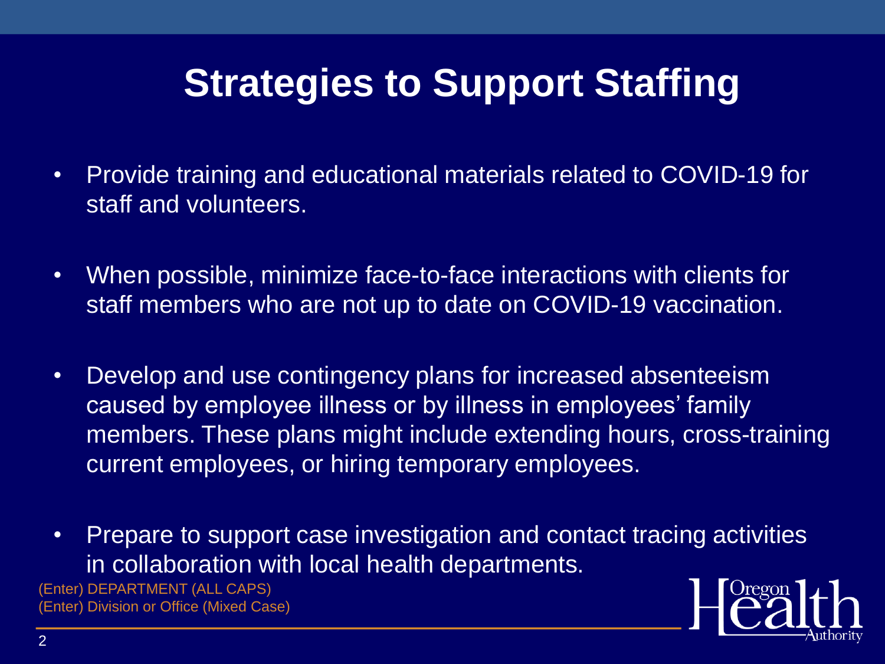# Strategies to Support Staffing

- Provide training and educational materials related to COVID-19 for staff and volunteers.
- When possible, minimize face-to-face interactions with clients for staff members who are not up to date on COVID-19 vaccination.
- Develop and use contingency plans for increased absenteeism caused by employee illness or by illness in employees' family members. These plans might include extending hours, cross-training current employees, or hiring temporary employees.
- Prepare to support case investigation and contact tracing activities in collaboration with local health departments.

(Enter) DEPARTMENT (ALL CAPS)
(Enter) Division or Office (Mixed Case)

Oregon Health Authority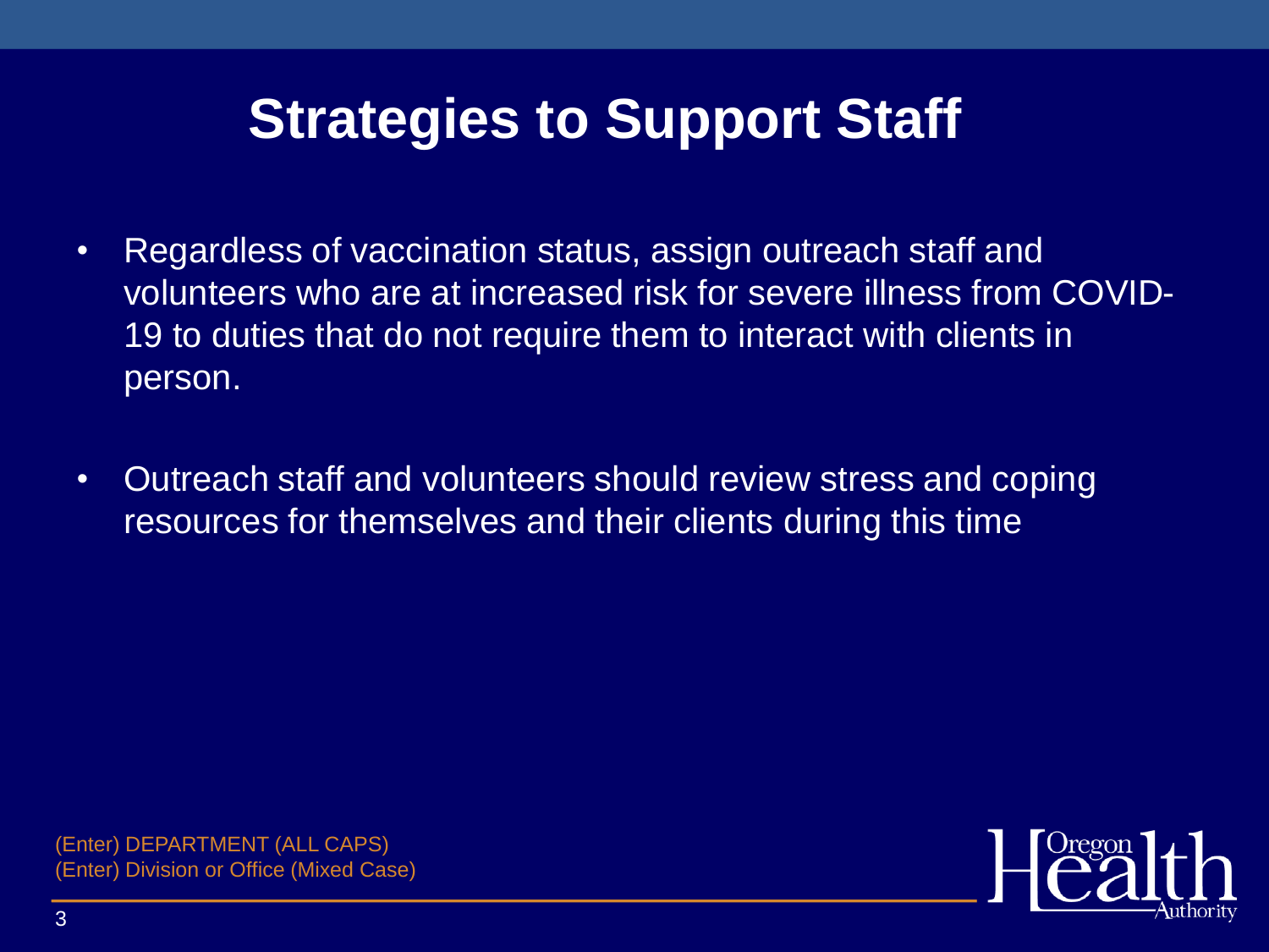# Strategies to Support Staff

- Regardless of vaccination status, assign outreach staff and volunteers who are at increased risk for severe illness from COVID-19 to duties that do not require them to interact with clients in person.

- Outreach staff and volunteers should review stress and coping resources for themselves and their clients during this time

(Enter) DEPARTMENT (ALL CAPS)
(Enter) Division or Office (Mixed Case)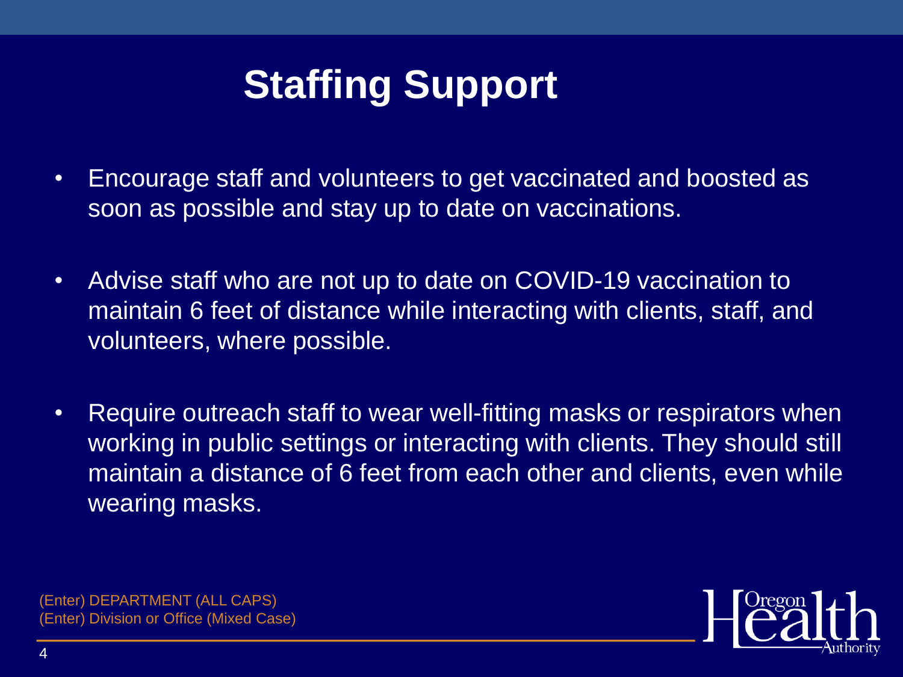# Staffing Support

- Encourage staff and volunteers to get vaccinated and boosted as soon as possible and stay up to date on vaccinations.
- Advise staff who are not up to date on COVID-19 vaccination to maintain 6 feet of distance while interacting with clients, staff, and volunteers, where possible.
- Require outreach staff to wear well-fitting masks or respirators when working in public settings or interacting with clients. They should still maintain a distance of 6 feet from each other and clients, even while wearing masks.

(Enter) DEPARTMENT (ALL CAPS)
(Enter) Division or Office (Mixed Case)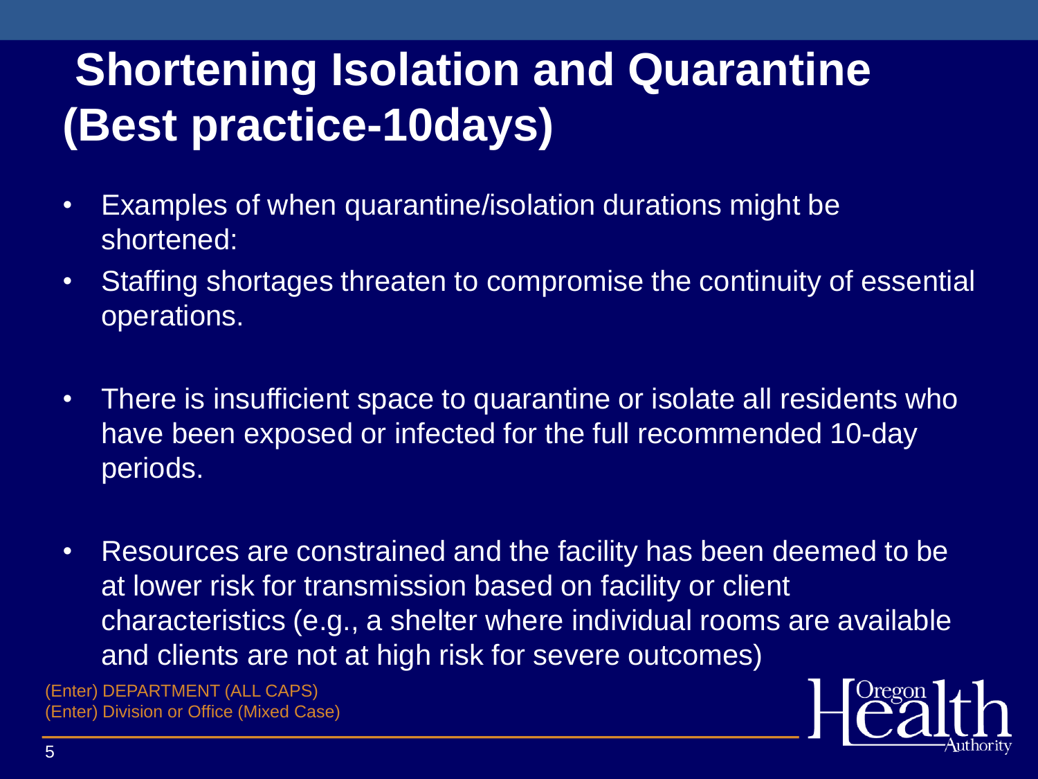# Shortening Isolation and Quarantine (Best practice-10days)

- Examples of when quarantine/isolation durations might be shortened:
- Staffing shortages threaten to compromise the continuity of essential operations.
- There is insufficient space to quarantine or isolate all residents who have been exposed or infected for the full recommended 10-day periods.
- Resources are constrained and the facility has been deemed to be at lower risk for transmission based on facility or client characteristics (e.g., a shelter where individual rooms are available and clients are not at high risk for severe outcomes)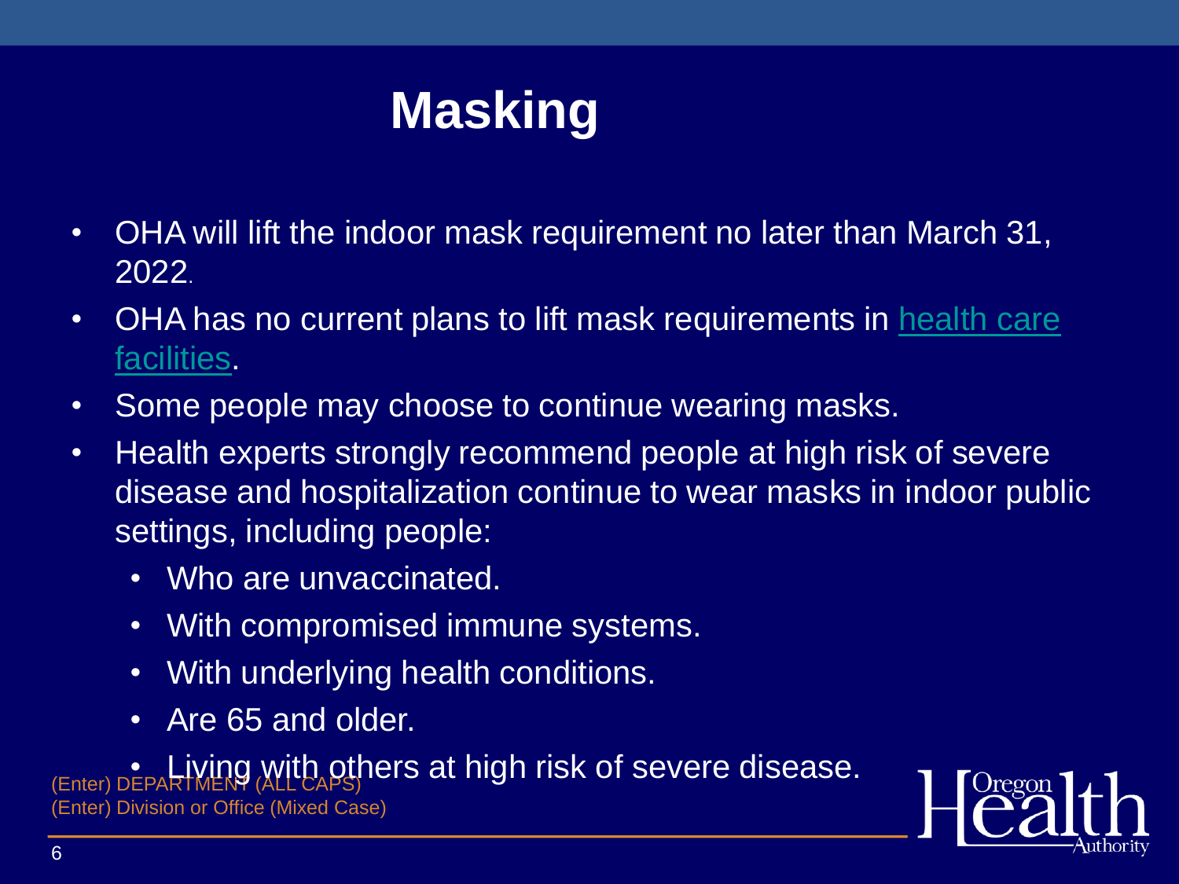# Masking

- OHA will lift the indoor mask requirement no later than March 31, 2022.
- OHA has no current plans to lift mask requirements in health care facilities.
- Some people may choose to continue wearing masks.
- Health experts strongly recommend people at high risk of severe disease and hospitalization continue to wear masks in indoor public settings, including people:
  - Who are unvaccinated.
  - With compromised immune systems.
  - With underlying health conditions.
  - Are 65 and older.
  - Living with others at high risk of severe disease.

(Enter) DEPARTMENT (ALL CAPS)
(Enter) Division or Office (Mixed Case)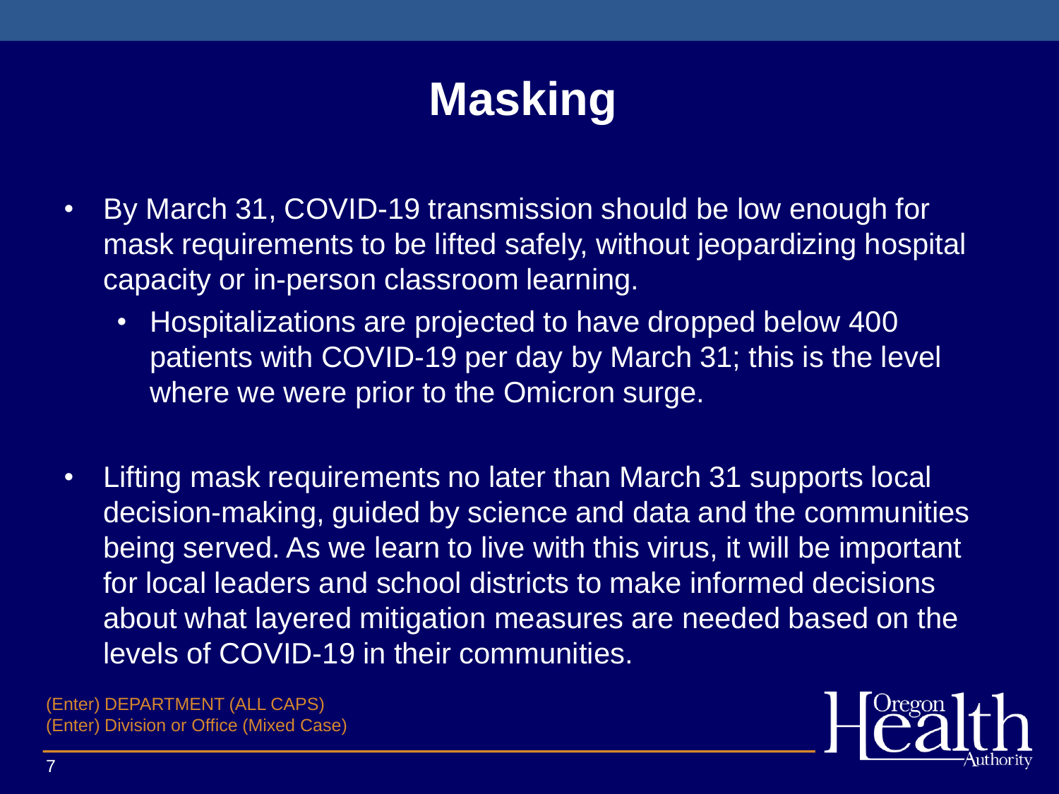# Masking

- By March 31, COVID-19 transmission should be low enough for mask requirements to be lifted safely, without jeopardizing hospital capacity or in-person classroom learning.
  - Hospitalizations are projected to have dropped below 400 patients with COVID-19 per day by March 31; this is the level where we were prior to the Omicron surge.

- Lifting mask requirements no later than March 31 supports local decision-making, guided by science and data and the communities being served. As we learn to live with this virus, it will be important for local leaders and school districts to make informed decisions about what layered mitigation measures are needed based on the levels of COVID-19 in their communities.

(Enter) DEPARTMENT (ALL CAPS)
(Enter) Division or Office (Mixed Case)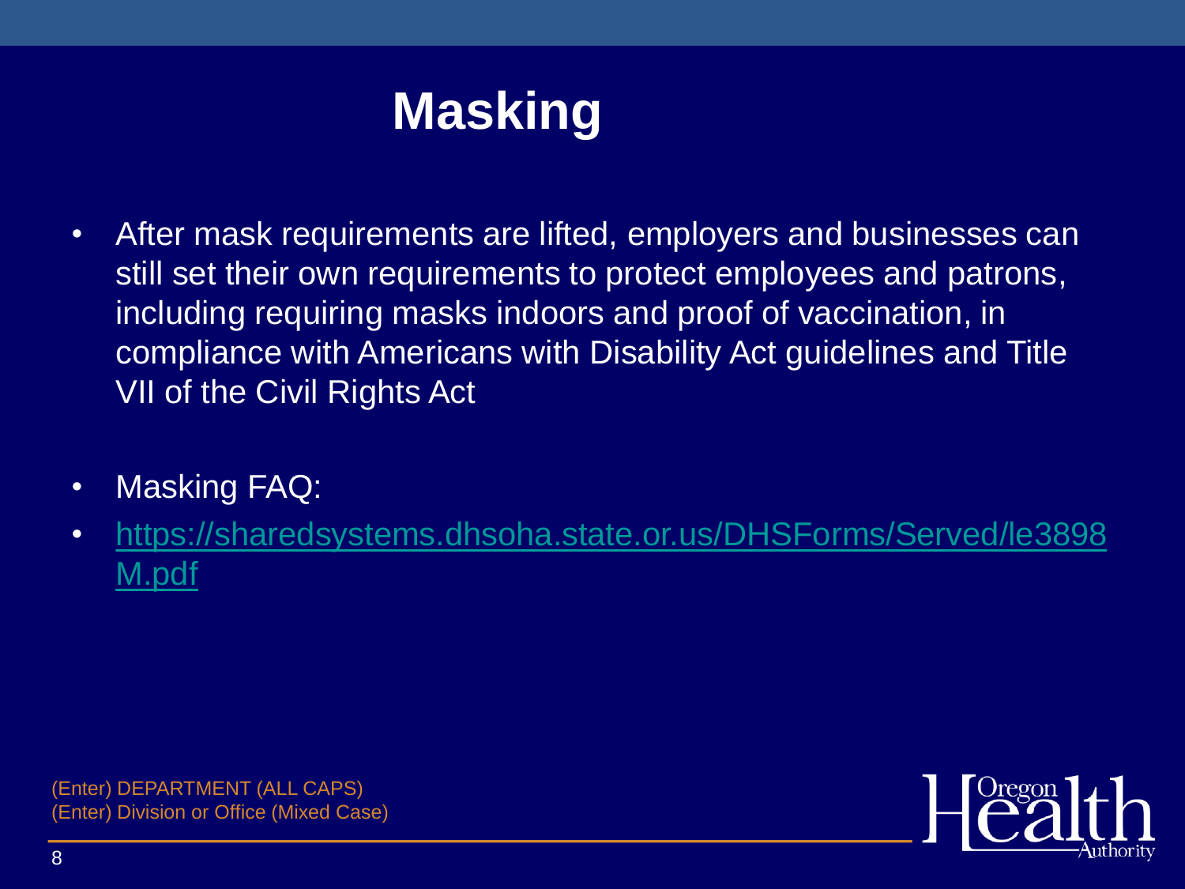# Masking

- After mask requirements are lifted, employers and businesses can still set their own requirements to protect employees and patrons, including requiring masks indoors and proof of vaccination, in compliance with Americans with Disability Act guidelines and Title VII of the Civil Rights Act

- Masking FAQ:
- https://sharedsystems.dhsoha.state.or.us/DHSForms/Served/le3898M.pdf

(Enter) DEPARTMENT (ALL CAPS)
(Enter) Division or Office (Mixed Case)